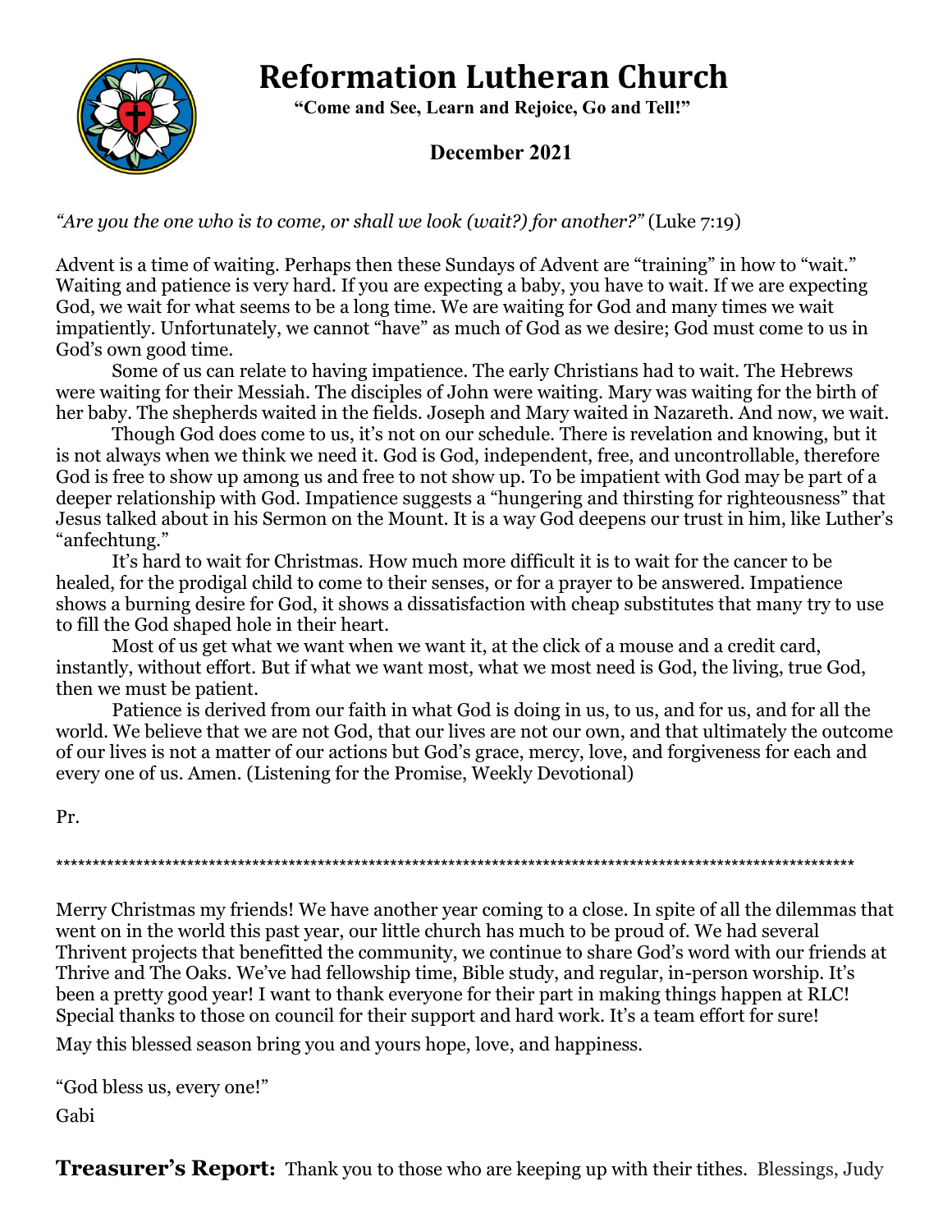# Reformation Lutheran Church

**"Come and See, Learn and Rejoice, Go and Tell!"**

**December 2021**

*"Are you the one who is to come, or shall we look (wait?) for another?"* (Luke 7:19)

Advent is a time of waiting. Perhaps then these Sundays of Advent are "training" in how to "wait." Waiting and patience is very hard. If you are expecting a baby, you have to wait. If we are expecting God, we wait for what seems to be a long time. We are waiting for God and many times we wait impatiently. Unfortunately, we cannot "have" as much of God as we desire; God must come to us in God's own good time.

Some of us can relate to having impatience. The early Christians had to wait. The Hebrews were waiting for their Messiah. The disciples of John were waiting. Mary was waiting for the birth of her baby. The shepherds waited in the fields. Joseph and Mary waited in Nazareth. And now, we wait.

Though God does come to us, it's not on our schedule. There is revelation and knowing, but it is not always when we think we need it. God is God, independent, free, and uncontrollable, therefore God is free to show up among us and free to not show up. To be impatient with God may be part of a deeper relationship with God. Impatience suggests a "hungering and thirsting for righteousness" that Jesus talked about in his Sermon on the Mount. It is a way God deepens our trust in him, like Luther's "anfechtung."

It's hard to wait for Christmas. How much more difficult it is to wait for the cancer to be healed, for the prodigal child to come to their senses, or for a prayer to be answered. Impatience shows a burning desire for God, it shows a dissatisfaction with cheap substitutes that many try to use to fill the God shaped hole in their heart.

Most of us get what we want when we want it, at the click of a mouse and a credit card, instantly, without effort. But if what we want most, what we most need is God, the living, true God, then we must be patient.

Patience is derived from our faith in what God is doing in us, to us, and for us, and for all the world. We believe that we are not God, that our lives are not our own, and that ultimately the outcome of our lives is not a matter of our actions but God's grace, mercy, love, and forgiveness for each and every one of us. Amen. (Listening for the Promise, Weekly Devotional)

Pr.

************************************************************************************************************************

Merry Christmas my friends! We have another year coming to a close. In spite of all the dilemmas that went on in the world this past year, our little church has much to be proud of. We had several Thrivent projects that benefitted the community, we continue to share God's word with our friends at Thrive and The Oaks. We've had fellowship time, Bible study, and regular, in-person worship. It's been a pretty good year! I want to thank everyone for their part in making things happen at RLC! Special thanks to those on council for their support and hard work. It's a team effort for sure!

May this blessed season bring you and yours hope, love, and happiness.

"God bless us, every one!"

Gabi

**Treasurer's Report:** Thank you to those who are keeping up with their tithes. Blessings, Judy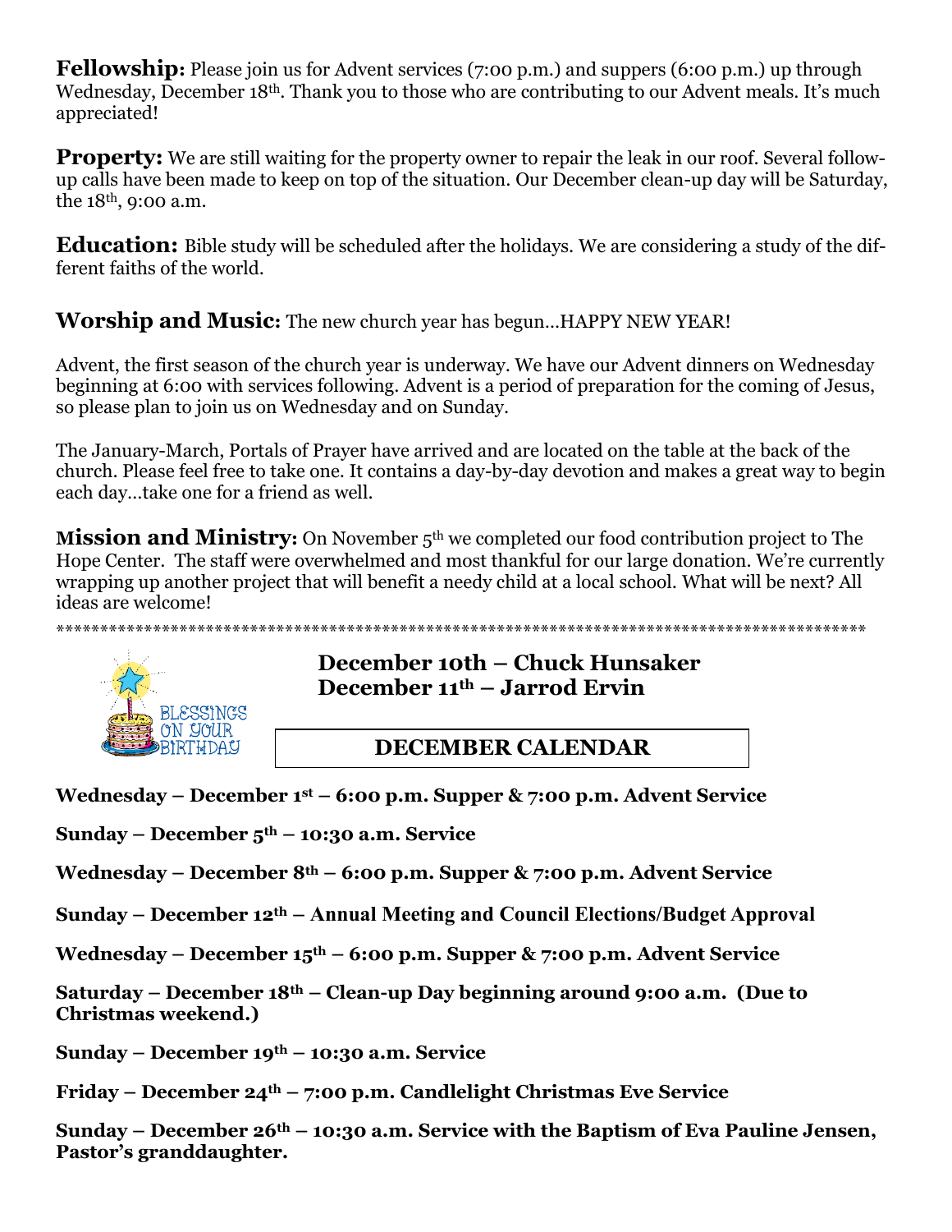**Fellowship:** Please join us for Advent services (7:00 p.m.) and suppers (6:00 p.m.) up through Wednesday, December 18th. Thank you to those who are contributing to our Advent meals. It's much appreciated!

**Property:** We are still waiting for the property owner to repair the leak in our roof. Several follow-up calls have been made to keep on top of the situation. Our December clean-up day will be Saturday, the 18th, 9:00 a.m.

**Education:** Bible study will be scheduled after the holidays. We are considering a study of the different faiths of the world.

**Worship and Music:** The new church year has begun…HAPPY NEW YEAR!

Advent, the first season of the church year is underway. We have our Advent dinners on Wednesday beginning at 6:00 with services following. Advent is a period of preparation for the coming of Jesus, so please plan to join us on Wednesday and on Sunday.

The January-March, Portals of Prayer have arrived and are located on the table at the back of the church. Please feel free to take one. It contains a day-by-day devotion and makes a great way to begin each day…take one for a friend as well.

**Mission and Ministry:** On November 5th we completed our food contribution project to The Hope Center. The staff were overwhelmed and most thankful for our large donation. We're currently wrapping up another project that will benefit a needy child at a local school. What will be next? All ideas are welcome!

*************************************************************************************************

BLESSINGS ON YOUR BIRTHDAY

**December 10th – Chuck Hunsaker**
**December 11th – Jarrod Ervin**

## DECEMBER CALENDAR

**Wednesday – December 1st – 6:00 p.m. Supper & 7:00 p.m. Advent Service**

**Sunday – December 5th – 10:30 a.m. Service**

**Wednesday – December 8th – 6:00 p.m. Supper & 7:00 p.m. Advent Service**

**Sunday – December 12th – Annual Meeting and Council Elections/Budget Approval**

**Wednesday – December 15th – 6:00 p.m. Supper & 7:00 p.m. Advent Service**

**Saturday – December 18th – Clean-up Day beginning around 9:00 a.m. (Due to Christmas weekend.)**

**Sunday – December 19th – 10:30 a.m. Service**

**Friday – December 24th – 7:00 p.m. Candlelight Christmas Eve Service**

**Sunday – December 26th – 10:30 a.m. Service with the Baptism of Eva Pauline Jensen, Pastor's granddaughter.**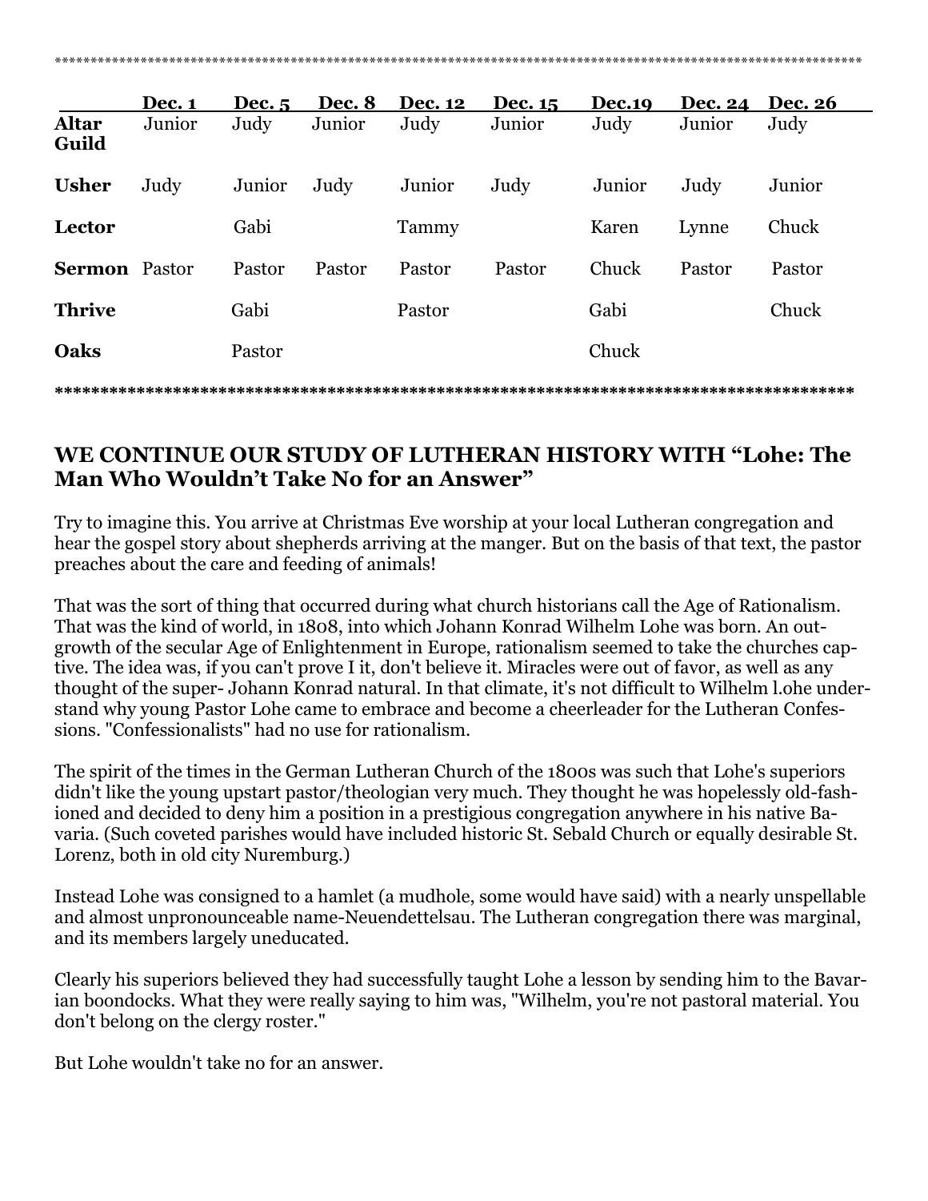************************************************************************************************************

| | Dec. 1 | Dec. 5 | Dec. 8 | Dec. 12 | Dec. 15 | Dec.19 | Dec. 24 | Dec. 26 |
|---|---|---|---|---|---|---|---|---|
| **Altar Guild** | Junior | Judy | Junior | Judy | Junior | Judy | Junior | Judy |
| **Usher** | Judy | Junior | Judy | Junior | Judy | Junior | Judy | Junior |
| **Lector** | | Gabi | | Tammy | | Karen | Lynne | Chuck |
| **Sermon** | Pastor | Pastor | Pastor | Pastor | Pastor | Chuck | Pastor | Pastor |
| **Thrive** | | Gabi | | Pastor | | Gabi | | Chuck |
| **Oaks** | | Pastor | | | | Chuck | | |

**************************************************************************************

## WE CONTINUE OUR STUDY OF LUTHERAN HISTORY WITH "Lohe: The Man Who Wouldn't Take No for an Answer"

Try to imagine this. You arrive at Christmas Eve worship at your local Lutheran congregation and hear the gospel story about shepherds arriving at the manger. But on the basis of that text, the pastor preaches about the care and feeding of animals!

That was the sort of thing that occurred during what church historians call the Age of Rationalism. That was the kind of world, in 1808, into which Johann Konrad Wilhelm Lohe was born. An outgrowth of the secular Age of Enlightenment in Europe, rationalism seemed to take the churches captive. The idea was, if you can't prove I it, don't believe it. Miracles were out of favor, as well as any thought of the super- Johann Konrad natural. In that climate, it's not difficult to Wilhelm l.ohe understand why young Pastor Lohe came to embrace and become a cheerleader for the Lutheran Confessions. "Confessionalists" had no use for rationalism.

The spirit of the times in the German Lutheran Church of the 1800s was such that Lohe's superiors didn't like the young upstart pastor/theologian very much. They thought he was hopelessly old-fashioned and decided to deny him a position in a prestigious congregation anywhere in his native Bavaria. (Such coveted parishes would have included historic St. Sebald Church or equally desirable St. Lorenz, both in old city Nuremburg.)

Instead Lohe was consigned to a hamlet (a mudhole, some would have said) with a nearly unspellable and almost unpronounceable name-Neuendettelsau. The Lutheran congregation there was marginal, and its members largely uneducated.

Clearly his superiors believed they had successfully taught Lohe a lesson by sending him to the Bavarian boondocks. What they were really saying to him was, "Wilhelm, you're not pastoral material. You don't belong on the clergy roster."

But Lohe wouldn't take no for an answer.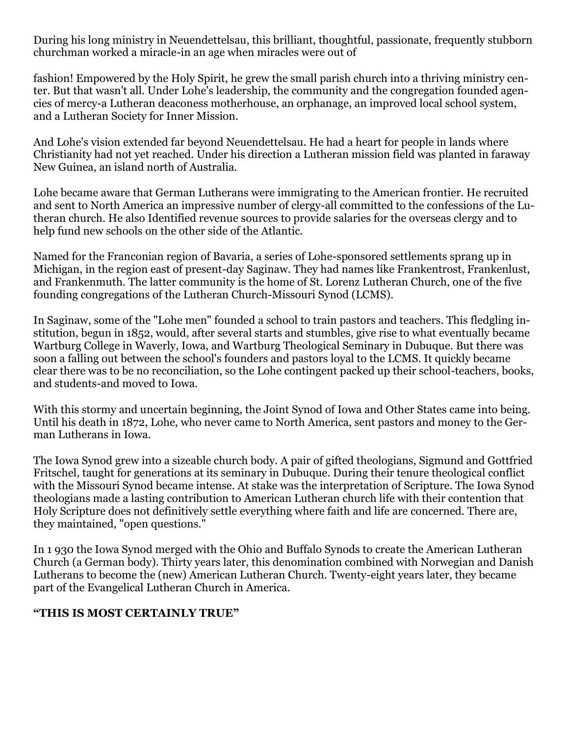During his long ministry in Neuendettelsau, this brilliant, thoughtful, passionate, frequently stubborn churchman worked a miracle-in an age when miracles were out of

fashion! Empowered by the Holy Spirit, he grew the small parish church into a thriving ministry center. But that wasn't all. Under Lohe's leadership, the community and the congregation founded agencies of mercy-a Lutheran deaconess motherhouse, an orphanage, an improved local school system, and a Lutheran Society for Inner Mission.

And Lohe's vision extended far beyond Neuendettelsau. He had a heart for people in lands where Christianity had not yet reached. Under his direction a Lutheran mission field was planted in faraway New Guinea, an island north of Australia.

Lohe became aware that German Lutherans were immigrating to the American frontier. He recruited and sent to North America an impressive number of clergy-all committed to the confessions of the Lutheran church. He also Identified revenue sources to provide salaries for the overseas clergy and to help fund new schools on the other side of the Atlantic.

Named for the Franconian region of Bavaria, a series of Lohe-sponsored settlements sprang up in Michigan, in the region east of present-day Saginaw. They had names like Frankentrost, Frankenlust, and Frankenmuth. The latter community is the home of St. Lorenz Lutheran Church, one of the five founding congregations of the Lutheran Church-Missouri Synod (LCMS).

In Saginaw, some of the "Lohe men" founded a school to train pastors and teachers. This fledgling institution, begun in 1852, would, after several starts and stumbles, give rise to what eventually became Wartburg College in Waverly, Iowa, and Wartburg Theological Seminary in Dubuque. But there was soon a falling out between the school's founders and pastors loyal to the LCMS. It quickly became clear there was to be no reconciliation, so the Lohe contingent packed up their school-teachers, books, and students-and moved to Iowa.

With this stormy and uncertain beginning, the Joint Synod of Iowa and Other States came into being. Until his death in 1872, Lohe, who never came to North America, sent pastors and money to the German Lutherans in Iowa.

The Iowa Synod grew into a sizeable church body. A pair of gifted theologians, Sigmund and Gottfried Fritschel, taught for generations at its seminary in Dubuque. During their tenure theological conflict with the Missouri Synod became intense. At stake was the interpretation of Scripture. The Iowa Synod theologians made a lasting contribution to American Lutheran church life with their contention that Holy Scripture does not definitively settle everything where faith and life are concerned. There are, they maintained, "open questions."

In 1 930 the Iowa Synod merged with the Ohio and Buffalo Synods to create the American Lutheran Church (a German body). Thirty years later, this denomination combined with Norwegian and Danish Lutherans to become the (new) American Lutheran Church. Twenty-eight years later, they became part of the Evangelical Lutheran Church in America.

**"THIS IS MOST CERTAINLY TRUE"**